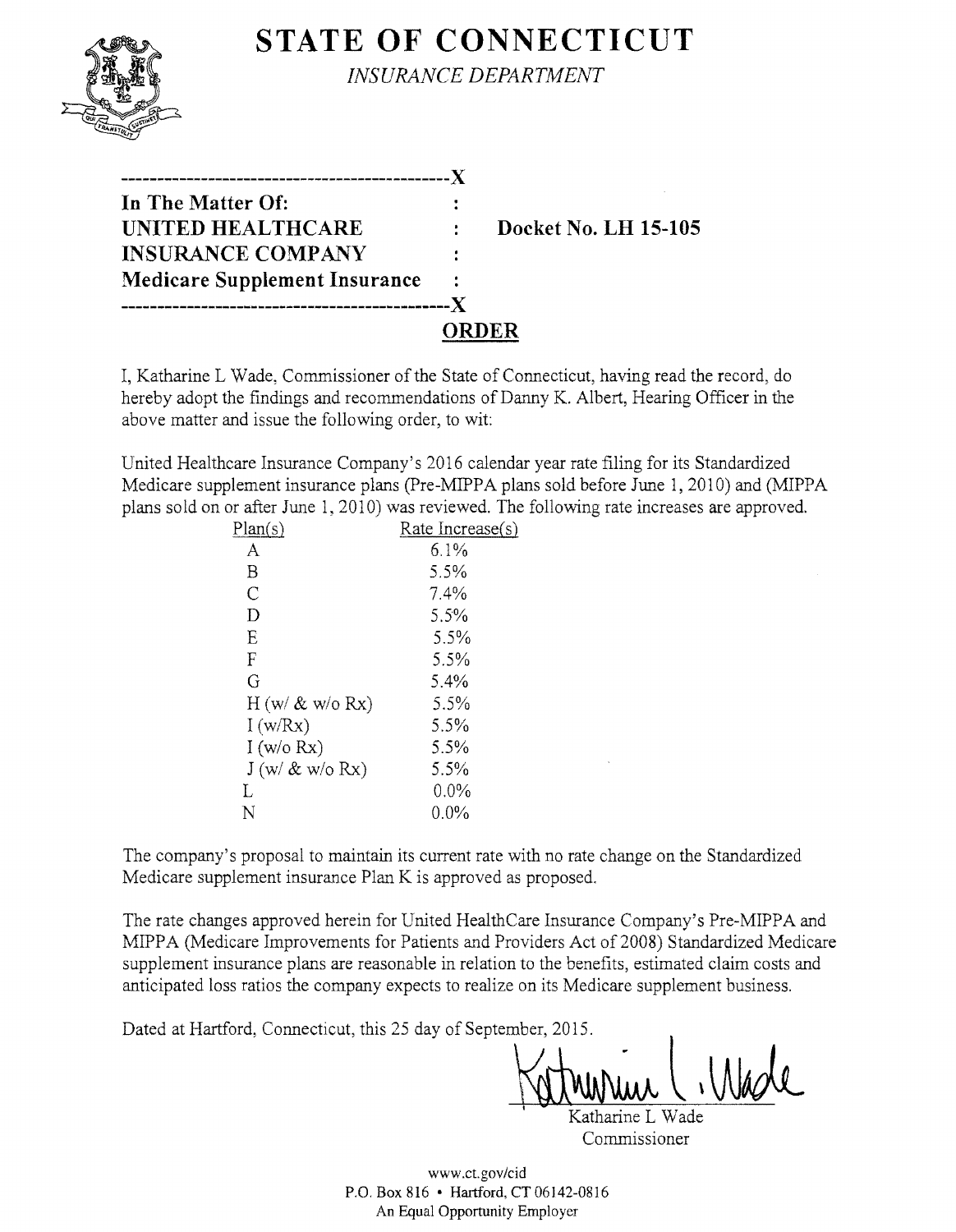# STATE OF CONNECTICUT

*INSURANCE DEPARTMENT*

---

**In The Matter Of:**
**UNITED HEALTHCARE INSURANCE COMPANY**
**Medicare Supplement Insurance**

**Docket No. LH 15-105**

---

## ORDER

I, Katharine L Wade, Commissioner of the State of Connecticut, having read the record, do hereby adopt the findings and recommendations of Danny K. Albert, Hearing Officer in the above matter and issue the following order, to wit:

United Healthcare Insurance Company's 2016 calendar year rate filing for its Standardized Medicare supplement insurance plans (Pre-MIPPA plans sold before June 1, 2010) and (MIPPA plans sold on or after June 1, 2010) was reviewed. The following rate increases are approved.

| Plan(s) | Rate Increase(s) |
|---|---|
| A | 6.1% |
| B | 5.5% |
| C | 7.4% |
| D | 5.5% |
| E | 5.5% |
| F | 5.5% |
| G | 5.4% |
| H (w/ & w/o Rx) | 5.5% |
| I (w/Rx) | 5.5% |
| I (w/o Rx) | 5.5% |
| J (w/ & w/o Rx) | 5.5% |
| L | 0.0% |
| N | 0.0% |

The company's proposal to maintain its current rate with no rate change on the Standardized Medicare supplement insurance Plan K is approved as proposed.

The rate changes approved herein for United HealthCare Insurance Company's Pre-MIPPA and MIPPA (Medicare Improvements for Patients and Providers Act of 2008) Standardized Medicare supplement insurance plans are reasonable in relation to the benefits, estimated claim costs and anticipated loss ratios the company expects to realize on its Medicare supplement business.

Dated at Hartford, Connecticut, this 25 day of September, 2015.

Katharine L Wade
Commissioner

www.ct.gov/cid
P.O. Box 816 • Hartford, CT 06142-0816
An Equal Opportunity Employer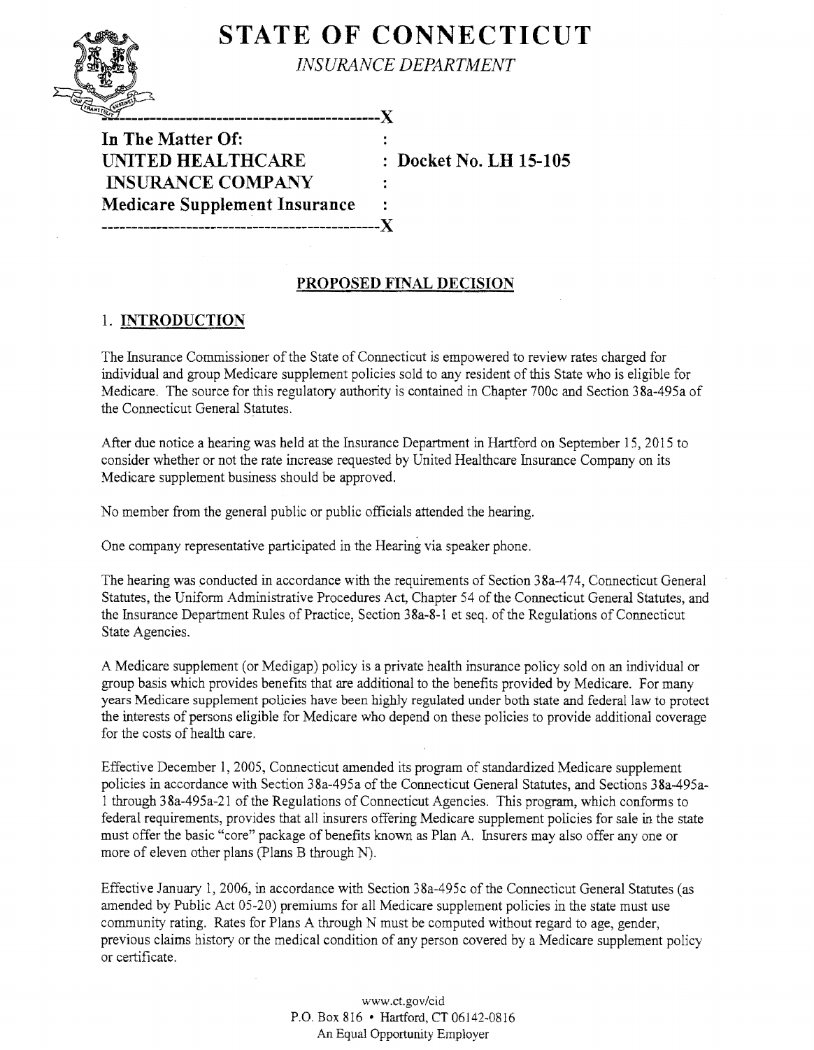# STATE OF CONNECTICUT

*INSURANCE DEPARTMENT*

---

**In The Matter Of:**
**UNITED HEALTHCARE INSURANCE COMPANY**
**Medicare Supplement Insurance**

**: Docket No. LH 15-105**

---

## PROPOSED FINAL DECISION

### 1. INTRODUCTION

The Insurance Commissioner of the State of Connecticut is empowered to review rates charged for individual and group Medicare supplement policies sold to any resident of this State who is eligible for Medicare. The source for this regulatory authority is contained in Chapter 700c and Section 38a-495a of the Connecticut General Statutes.

After due notice a hearing was held at the Insurance Department in Hartford on September 15, 2015 to consider whether or not the rate increase requested by United Healthcare Insurance Company on its Medicare supplement business should be approved.

No member from the general public or public officials attended the hearing.

One company representative participated in the Hearing via speaker phone.

The hearing was conducted in accordance with the requirements of Section 38a-474, Connecticut General Statutes, the Uniform Administrative Procedures Act, Chapter 54 of the Connecticut General Statutes, and the Insurance Department Rules of Practice, Section 38a-8-1 et seq. of the Regulations of Connecticut State Agencies.

A Medicare supplement (or Medigap) policy is a private health insurance policy sold on an individual or group basis which provides benefits that are additional to the benefits provided by Medicare. For many years Medicare supplement policies have been highly regulated under both state and federal law to protect the interests of persons eligible for Medicare who depend on these policies to provide additional coverage for the costs of health care.

Effective December 1, 2005, Connecticut amended its program of standardized Medicare supplement policies in accordance with Section 38a-495a of the Connecticut General Statutes, and Sections 38a-495a-1 through 38a-495a-21 of the Regulations of Connecticut Agencies. This program, which conforms to federal requirements, provides that all insurers offering Medicare supplement policies for sale in the state must offer the basic "core" package of benefits known as Plan A. Insurers may also offer any one or more of eleven other plans (Plans B through N).

Effective January 1, 2006, in accordance with Section 38a-495c of the Connecticut General Statutes (as amended by Public Act 05-20) premiums for all Medicare supplement policies in the state must use community rating. Rates for Plans A through N must be computed without regard to age, gender, previous claims history or the medical condition of any person covered by a Medicare supplement policy or certificate.

www.ct.gov/cid
P.O. Box 816 • Hartford, CT 06142-0816
An Equal Opportunity Employer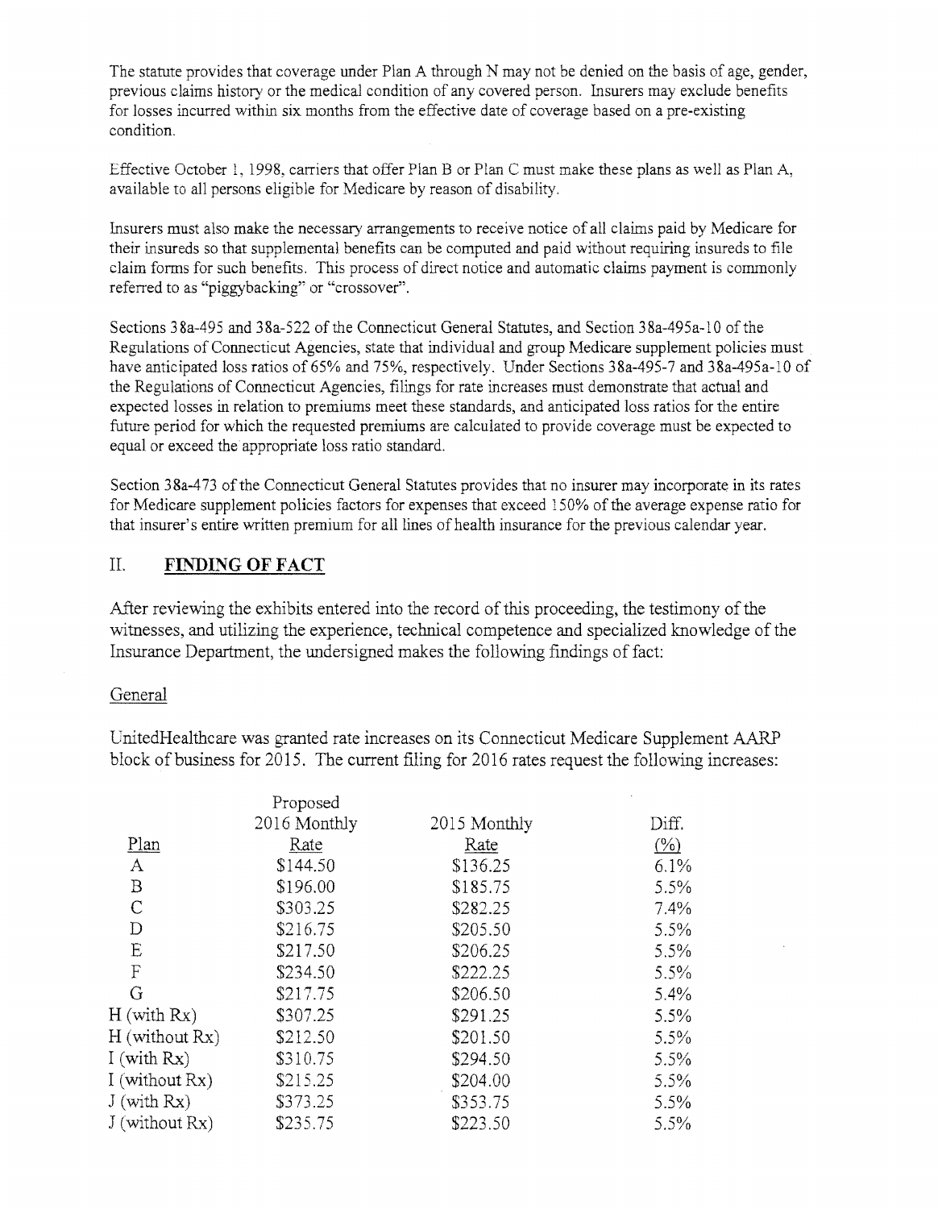The statute provides that coverage under Plan A through N may not be denied on the basis of age, gender, previous claims history or the medical condition of any covered person. Insurers may exclude benefits for losses incurred within six months from the effective date of coverage based on a pre-existing condition.

Effective October 1, 1998, carriers that offer Plan B or Plan C must make these plans as well as Plan A, available to all persons eligible for Medicare by reason of disability.

Insurers must also make the necessary arrangements to receive notice of all claims paid by Medicare for their insureds so that supplemental benefits can be computed and paid without requiring insureds to file claim forms for such benefits. This process of direct notice and automatic claims payment is commonly referred to as "piggybacking" or "crossover".

Sections 38a-495 and 38a-522 of the Connecticut General Statutes, and Section 38a-495a-10 of the Regulations of Connecticut Agencies, state that individual and group Medicare supplement policies must have anticipated loss ratios of 65% and 75%, respectively. Under Sections 38a-495-7 and 38a-495a-10 of the Regulations of Connecticut Agencies, filings for rate increases must demonstrate that actual and expected losses in relation to premiums meet these standards, and anticipated loss ratios for the entire future period for which the requested premiums are calculated to provide coverage must be expected to equal or exceed the appropriate loss ratio standard.

Section 38a-473 of the Connecticut General Statutes provides that no insurer may incorporate in its rates for Medicare supplement policies factors for expenses that exceed 150% of the average expense ratio for that insurer's entire written premium for all lines of health insurance for the previous calendar year.

## II. FINDING OF FACT

After reviewing the exhibits entered into the record of this proceeding, the testimony of the witnesses, and utilizing the experience, technical competence and specialized knowledge of the Insurance Department, the undersigned makes the following findings of fact:

General

UnitedHealthcare was granted rate increases on its Connecticut Medicare Supplement AARP block of business for 2015. The current filing for 2016 rates request the following increases:

| Plan | Proposed 2016 Monthly Rate | 2015 Monthly Rate | Diff. (%) |
|---|---|---|---|
| A | $144.50 | $136.25 | 6.1% |
| B | $196.00 | $185.75 | 5.5% |
| C | $303.25 | $282.25 | 7.4% |
| D | $216.75 | $205.50 | 5.5% |
| E | $217.50 | $206.25 | 5.5% |
| F | $234.50 | $222.25 | 5.5% |
| G | $217.75 | $206.50 | 5.4% |
| H (with Rx) | $307.25 | $291.25 | 5.5% |
| H (without Rx) | $212.50 | $201.50 | 5.5% |
| I (with Rx) | $310.75 | $294.50 | 5.5% |
| I (without Rx) | $215.25 | $204.00 | 5.5% |
| J (with Rx) | $373.25 | $353.75 | 5.5% |
| J (without Rx) | $235.75 | $223.50 | 5.5% |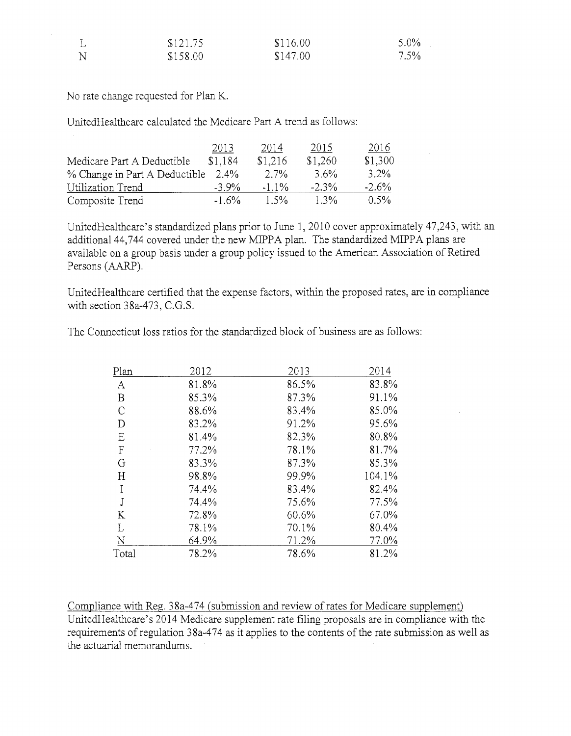| | | | |
|---|---|---|---|
| L | $121.75 | $116.00 | 5.0% |
| N | $158.00 | $147.00 | 7.5% |

No rate change requested for Plan K.

UnitedHealthcare calculated the Medicare Part A trend as follows:

| | 2013 | 2014 | 2015 | 2016 |
|---|---|---|---|---|
| Medicare Part A Deductible | $1,184 | $1,216 | $1,260 | $1,300 |
| % Change in Part A Deductible | 2.4% | 2.7% | 3.6% | 3.2% |
| Utilization Trend | -3.9% | -1.1% | -2.3% | -2.6% |
| Composite Trend | -1.6% | 1.5% | 1.3% | 0.5% |

UnitedHealthcare's standardized plans prior to June 1, 2010 cover approximately 47,243, with an additional 44,744 covered under the new MIPPA plan. The standardized MIPPA plans are available on a group basis under a group policy issued to the American Association of Retired Persons (AARP).

UnitedHealthcare certified that the expense factors, within the proposed rates, are in compliance with section 38a-473, C.G.S.

The Connecticut loss ratios for the standardized block of business are as follows:

| Plan | 2012 | 2013 | 2014 |
|---|---|---|---|
| A | 81.8% | 86.5% | 83.8% |
| B | 85.3% | 87.3% | 91.1% |
| C | 88.6% | 83.4% | 85.0% |
| D | 83.2% | 91.2% | 95.6% |
| E | 81.4% | 82.3% | 80.8% |
| F | 77.2% | 78.1% | 81.7% |
| G | 83.3% | 87.3% | 85.3% |
| H | 98.8% | 99.9% | 104.1% |
| I | 74.4% | 83.4% | 82.4% |
| J | 74.4% | 75.6% | 77.5% |
| K | 72.8% | 60.6% | 67.0% |
| L | 78.1% | 70.1% | 80.4% |
| N | 64.9% | 71.2% | 77.0% |
| Total | 78.2% | 78.6% | 81.2% |

Compliance with Reg. 38a-474 (submission and review of rates for Medicare supplement)
UnitedHealthcare's 2014 Medicare supplement rate filing proposals are in compliance with the requirements of regulation 38a-474 as it applies to the contents of the rate submission as well as the actuarial memorandums.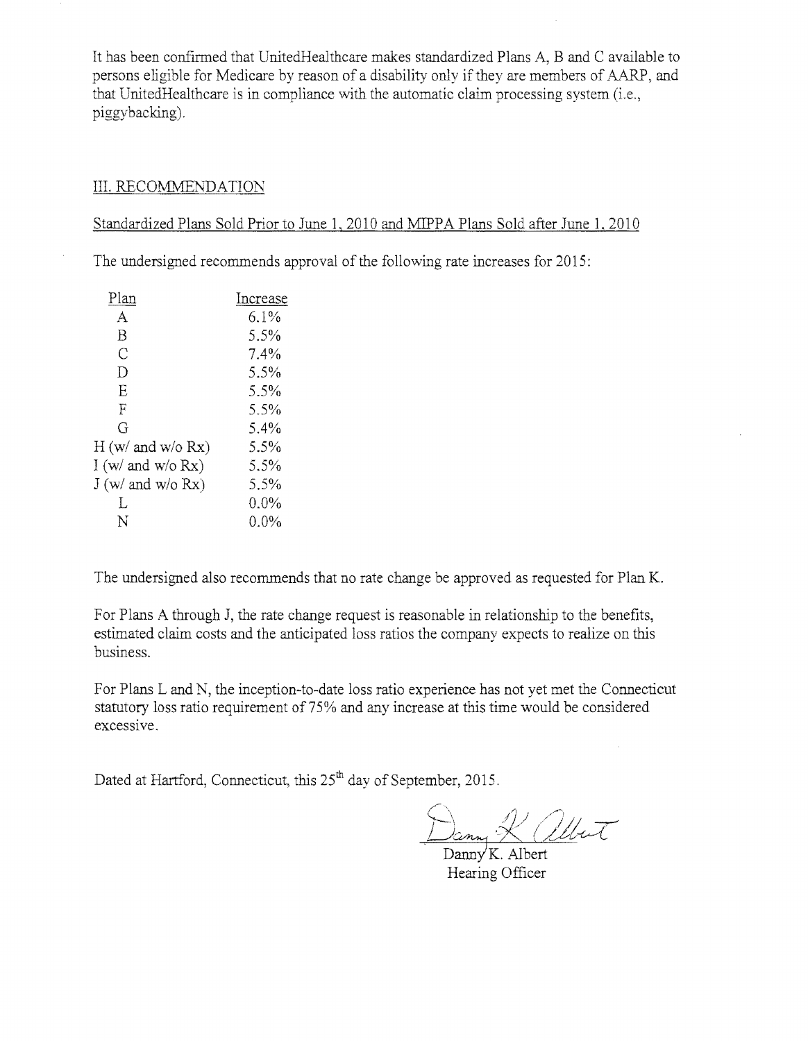It has been confirmed that UnitedHealthcare makes standardized Plans A, B and C available to persons eligible for Medicare by reason of a disability only if they are members of AARP, and that UnitedHealthcare is in compliance with the automatic claim processing system (i.e., piggybacking).

## III. RECOMMENDATION

Standardized Plans Sold Prior to June 1, 2010 and MIPPA Plans Sold after June 1, 2010

The undersigned recommends approval of the following rate increases for 2015:

| Plan | Increase |
|---|---|
| A | 6.1% |
| B | 5.5% |
| C | 7.4% |
| D | 5.5% |
| E | 5.5% |
| F | 5.5% |
| G | 5.4% |
| H (w/ and w/o Rx) | 5.5% |
| I (w/ and w/o Rx) | 5.5% |
| J (w/ and w/o Rx) | 5.5% |
| L | 0.0% |
| N | 0.0% |

The undersigned also recommends that no rate change be approved as requested for Plan K.

For Plans A through J, the rate change request is reasonable in relationship to the benefits, estimated claim costs and the anticipated loss ratios the company expects to realize on this business.

For Plans L and N, the inception-to-date loss ratio experience has not yet met the Connecticut statutory loss ratio requirement of 75% and any increase at this time would be considered excessive.

Dated at Hartford, Connecticut, this 25th day of September, 2015.

Danny K. Albert
Hearing Officer